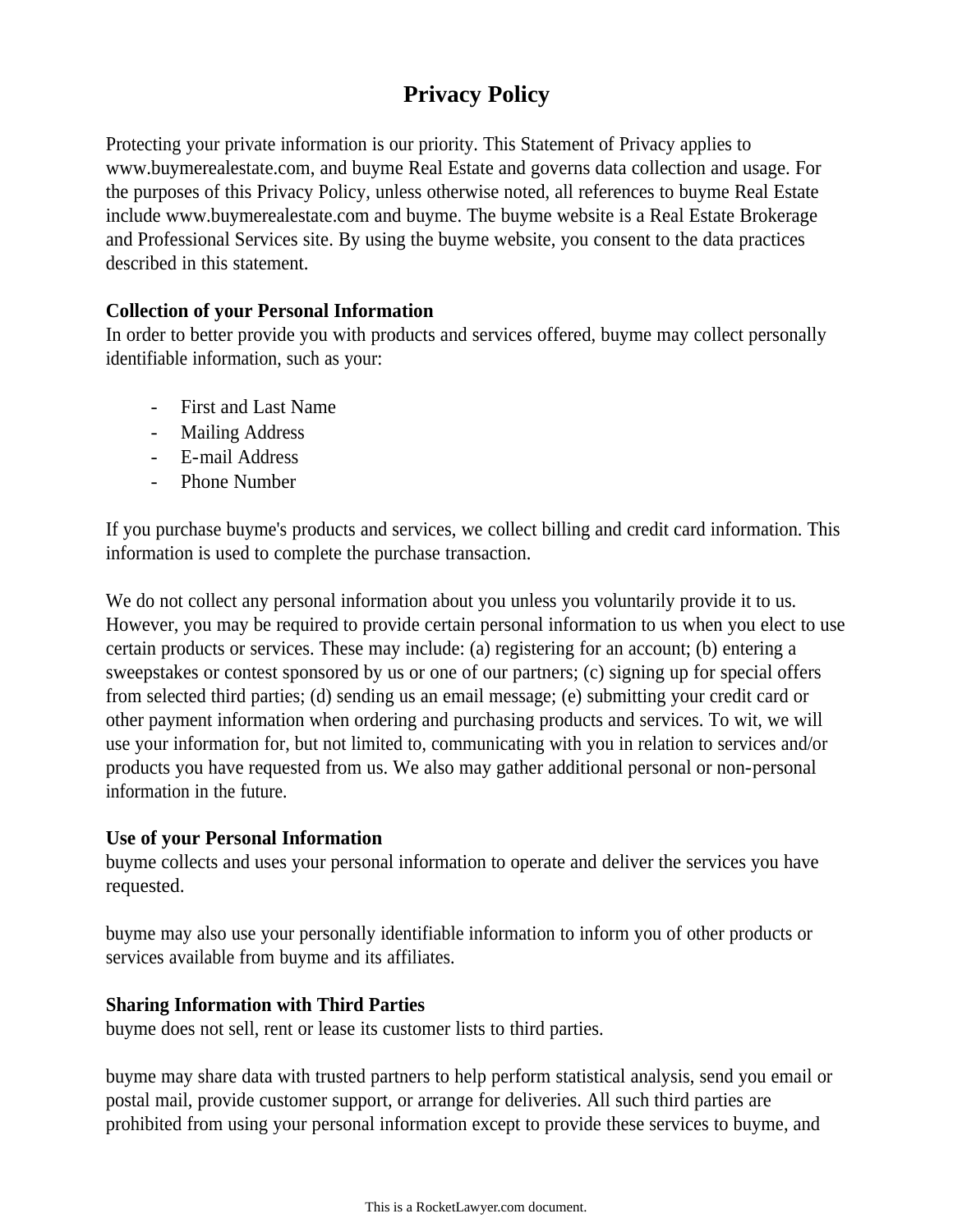# Privacy Policy

Protecting your private information is our priority. This Statement of Privacy applies to www.buymerealestate.com, and buyme Real Estate and governs data collection and usage. For the purposes of this Privacy Policy, unless otherwise noted, all references to buyme Real Estate include www.buymerealestate.com and buyme. The buyme website is a Real Estate Brokerage and Professional Services site. By using the buyme website, you consent to the data practices described in this statement.

**Collection of your Personal Information**

In order to better provide you with products and services offered, buyme may collect personally identifiable information, such as your:

- First and Last Name
- Mailing Address
- E-mail Address
- Phone Number

If you purchase buyme's products and services, we collect billing and credit card information. This information is used to complete the purchase transaction.

We do not collect any personal information about you unless you voluntarily provide it to us. However, you may be required to provide certain personal information to us when you elect to use certain products or services. These may include: (a) registering for an account; (b) entering a sweepstakes or contest sponsored by us or one of our partners; (c) signing up for special offers from selected third parties; (d) sending us an email message; (e) submitting your credit card or other payment information when ordering and purchasing products and services. To wit, we will use your information for, but not limited to, communicating with you in relation to services and/or products you have requested from us. We also may gather additional personal or non-personal information in the future.

**Use of your Personal Information**

buyme collects and uses your personal information to operate and deliver the services you have requested.

buyme may also use your personally identifiable information to inform you of other products or services available from buyme and its affiliates.

**Sharing Information with Third Parties**

buyme does not sell, rent or lease its customer lists to third parties.

buyme may share data with trusted partners to help perform statistical analysis, send you email or postal mail, provide customer support, or arrange for deliveries. All such third parties are prohibited from using your personal information except to provide these services to buyme, and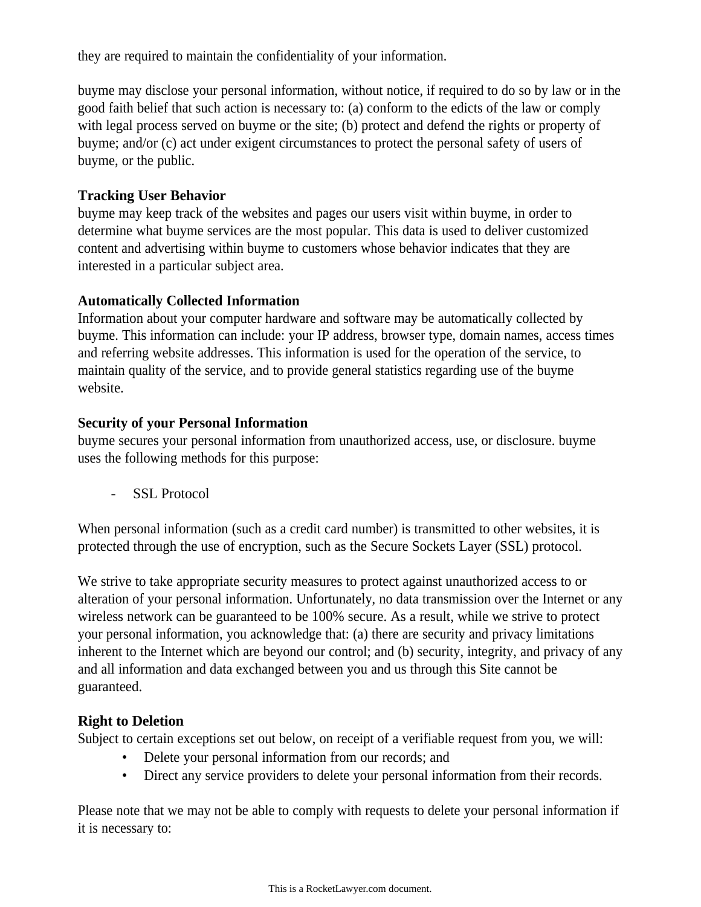they are required to maintain the confidentiality of your information.

buyme may disclose your personal information, without notice, if required to do so by law or in the good faith belief that such action is necessary to: (a) conform to the edicts of the law or comply with legal process served on buyme or the site; (b) protect and defend the rights or property of buyme; and/or (c) act under exigent circumstances to protect the personal safety of users of buyme, or the public.

**Tracking User Behavior**
buyme may keep track of the websites and pages our users visit within buyme, in order to determine what buyme services are the most popular. This data is used to deliver customized content and advertising within buyme to customers whose behavior indicates that they are interested in a particular subject area.

**Automatically Collected Information**
Information about your computer hardware and software may be automatically collected by buyme. This information can include: your IP address, browser type, domain names, access times and referring website addresses. This information is used for the operation of the service, to maintain quality of the service, and to provide general statistics regarding use of the buyme website.

**Security of your Personal Information**
buyme secures your personal information from unauthorized access, use, or disclosure. buyme uses the following methods for this purpose:

- SSL Protocol

When personal information (such as a credit card number) is transmitted to other websites, it is protected through the use of encryption, such as the Secure Sockets Layer (SSL) protocol.

We strive to take appropriate security measures to protect against unauthorized access to or alteration of your personal information. Unfortunately, no data transmission over the Internet or any wireless network can be guaranteed to be 100% secure. As a result, while we strive to protect your personal information, you acknowledge that: (a) there are security and privacy limitations inherent to the Internet which are beyond our control; and (b) security, integrity, and privacy of any and all information and data exchanged between you and us through this Site cannot be guaranteed.

**Right to Deletion**
Subject to certain exceptions set out below, on receipt of a verifiable request from you, we will:

- Delete your personal information from our records; and
- Direct any service providers to delete your personal information from their records.

Please note that we may not be able to comply with requests to delete your personal information if it is necessary to: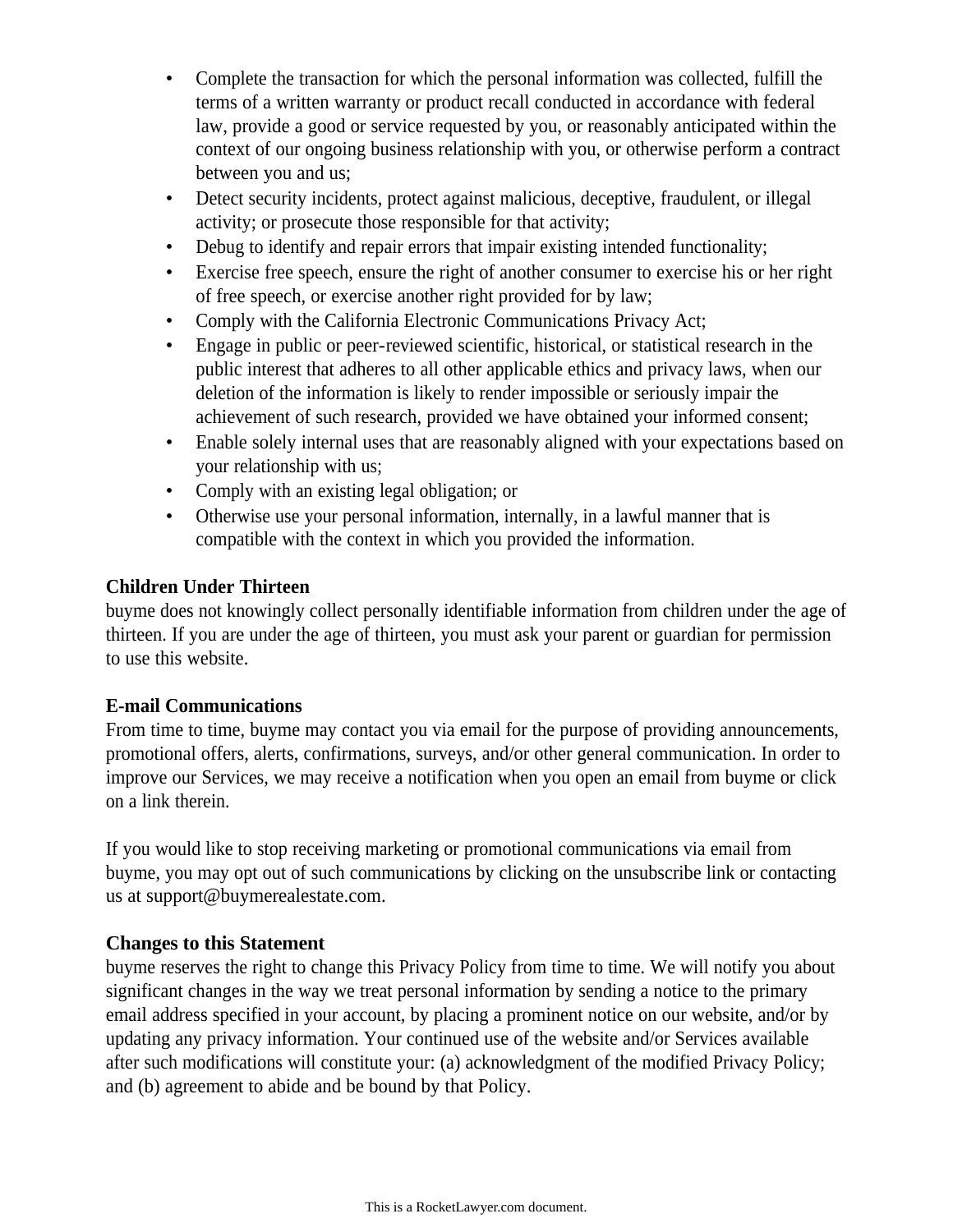- Complete the transaction for which the personal information was collected, fulfill the terms of a written warranty or product recall conducted in accordance with federal law, provide a good or service requested by you, or reasonably anticipated within the context of our ongoing business relationship with you, or otherwise perform a contract between you and us;
- Detect security incidents, protect against malicious, deceptive, fraudulent, or illegal activity; or prosecute those responsible for that activity;
- Debug to identify and repair errors that impair existing intended functionality;
- Exercise free speech, ensure the right of another consumer to exercise his or her right of free speech, or exercise another right provided for by law;
- Comply with the California Electronic Communications Privacy Act;
- Engage in public or peer-reviewed scientific, historical, or statistical research in the public interest that adheres to all other applicable ethics and privacy laws, when our deletion of the information is likely to render impossible or seriously impair the achievement of such research, provided we have obtained your informed consent;
- Enable solely internal uses that are reasonably aligned with your expectations based on your relationship with us;
- Comply with an existing legal obligation; or
- Otherwise use your personal information, internally, in a lawful manner that is compatible with the context in which you provided the information.

**Children Under Thirteen**

buyme does not knowingly collect personally identifiable information from children under the age of thirteen. If you are under the age of thirteen, you must ask your parent or guardian for permission to use this website.

**E-mail Communications**

From time to time, buyme may contact you via email for the purpose of providing announcements, promotional offers, alerts, confirmations, surveys, and/or other general communication. In order to improve our Services, we may receive a notification when you open an email from buyme or click on a link therein.

If you would like to stop receiving marketing or promotional communications via email from buyme, you may opt out of such communications by clicking on the unsubscribe link or contacting us at support@buymerealestate.com.

**Changes to this Statement**

buyme reserves the right to change this Privacy Policy from time to time. We will notify you about significant changes in the way we treat personal information by sending a notice to the primary email address specified in your account, by placing a prominent notice on our website, and/or by updating any privacy information. Your continued use of the website and/or Services available after such modifications will constitute your: (a) acknowledgment of the modified Privacy Policy; and (b) agreement to abide and be bound by that Policy.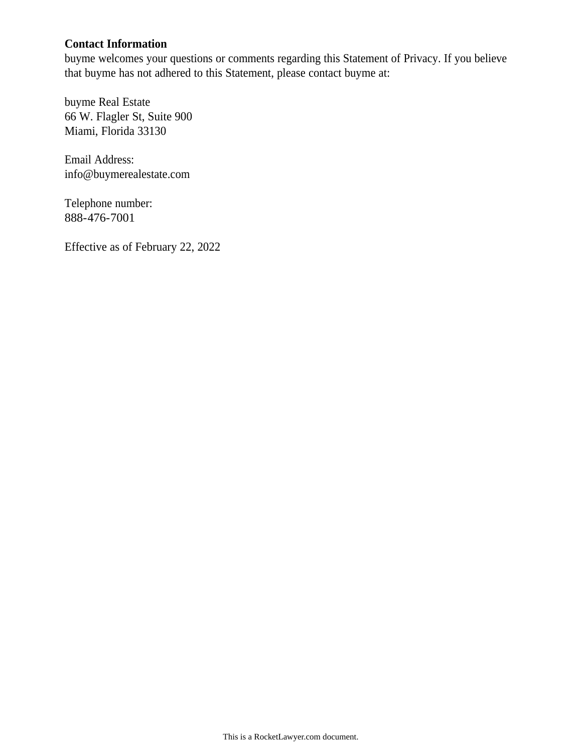**Contact Information**

buyme welcomes your questions or comments regarding this Statement of Privacy. If you believe that buyme has not adhered to this Statement, please contact buyme at:

buyme Real Estate
66 W. Flagler St, Suite 900
Miami, Florida 33130

Email Address:
info@buymerealestate.com

Telephone number:
888-476-7001

Effective as of February 22, 2022